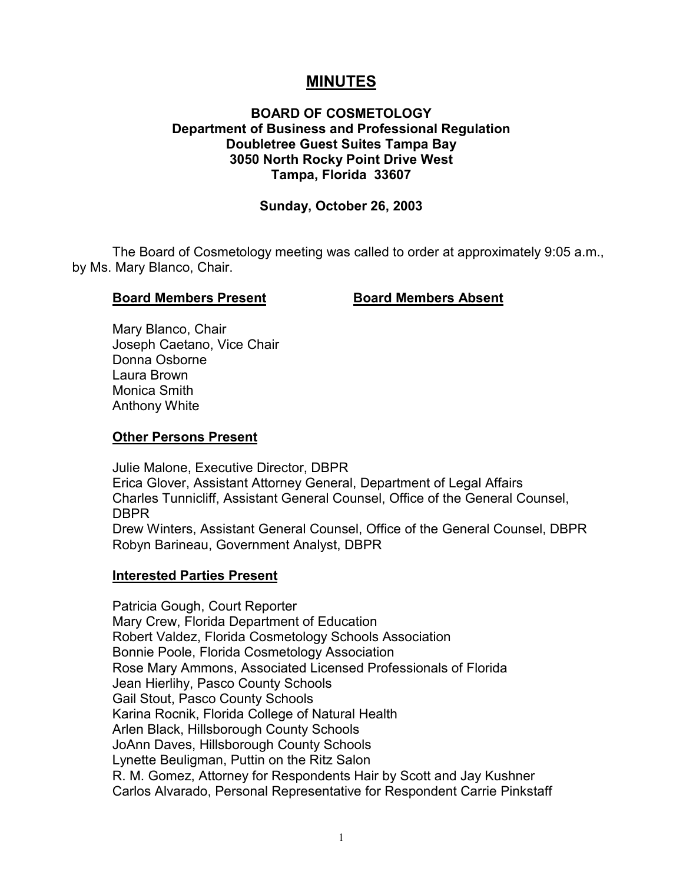# MINUTES

**BOARD OF COSMETOLOGY**
**Department of Business and Professional Regulation**
**Doubletree Guest Suites Tampa Bay**
**3050 North Rocky Point Drive West**
**Tampa, Florida 33607**

**Sunday, October 26, 2003**

The Board of Cosmetology meeting was called to order at approximately 9:05 a.m., by Ms. Mary Blanco, Chair.

| **Board Members Present** | **Board Members Absent** |
| --- | --- |
| Mary Blanco, Chair | |
| Joseph Caetano, Vice Chair | |
| Donna Osborne | |
| Laura Brown | |
| Monica Smith | |
| Anthony White | |

**Other Persons Present**

Julie Malone, Executive Director, DBPR
Erica Glover, Assistant Attorney General, Department of Legal Affairs
Charles Tunnicliff, Assistant General Counsel, Office of the General Counsel, DBPR
Drew Winters, Assistant General Counsel, Office of the General Counsel, DBPR
Robyn Barineau, Government Analyst, DBPR

**Interested Parties Present**

Patricia Gough, Court Reporter
Mary Crew, Florida Department of Education
Robert Valdez, Florida Cosmetology Schools Association
Bonnie Poole, Florida Cosmetology Association
Rose Mary Ammons, Associated Licensed Professionals of Florida
Jean Hierlihy, Pasco County Schools
Gail Stout, Pasco County Schools
Karina Rocnik, Florida College of Natural Health
Arlen Black, Hillsborough County Schools
JoAnn Daves, Hillsborough County Schools
Lynette Beuligman, Puttin on the Ritz Salon
R. M. Gomez, Attorney for Respondents Hair by Scott and Jay Kushner
Carlos Alvarado, Personal Representative for Respondent Carrie Pinkstaff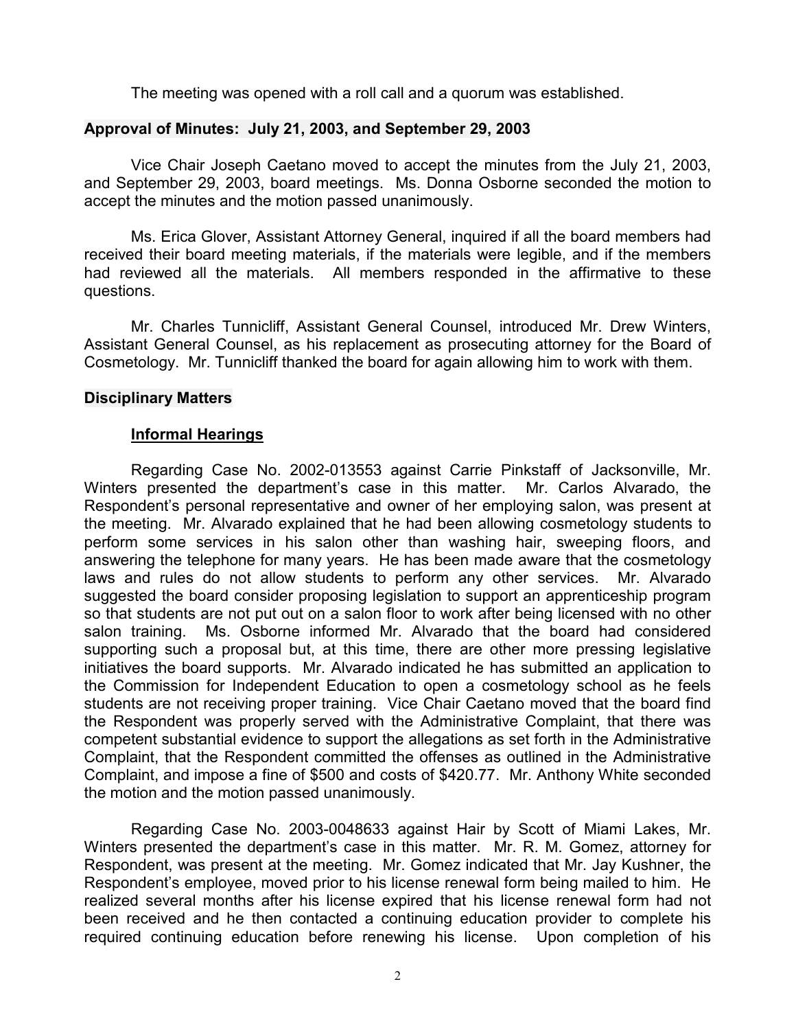The meeting was opened with a roll call and a quorum was established.

## Approval of Minutes: July 21, 2003, and September 29, 2003

Vice Chair Joseph Caetano moved to accept the minutes from the July 21, 2003, and September 29, 2003, board meetings. Ms. Donna Osborne seconded the motion to accept the minutes and the motion passed unanimously.

Ms. Erica Glover, Assistant Attorney General, inquired if all the board members had received their board meeting materials, if the materials were legible, and if the members had reviewed all the materials. All members responded in the affirmative to these questions.

Mr. Charles Tunnicliff, Assistant General Counsel, introduced Mr. Drew Winters, Assistant General Counsel, as his replacement as prosecuting attorney for the Board of Cosmetology. Mr. Tunnicliff thanked the board for again allowing him to work with them.

## Disciplinary Matters

### Informal Hearings

Regarding Case No. 2002-013553 against Carrie Pinkstaff of Jacksonville, Mr. Winters presented the department's case in this matter. Mr. Carlos Alvarado, the Respondent's personal representative and owner of her employing salon, was present at the meeting. Mr. Alvarado explained that he had been allowing cosmetology students to perform some services in his salon other than washing hair, sweeping floors, and answering the telephone for many years. He has been made aware that the cosmetology laws and rules do not allow students to perform any other services. Mr. Alvarado suggested the board consider proposing legislation to support an apprenticeship program so that students are not put out on a salon floor to work after being licensed with no other salon training. Ms. Osborne informed Mr. Alvarado that the board had considered supporting such a proposal but, at this time, there are other more pressing legislative initiatives the board supports. Mr. Alvarado indicated he has submitted an application to the Commission for Independent Education to open a cosmetology school as he feels students are not receiving proper training. Vice Chair Caetano moved that the board find the Respondent was properly served with the Administrative Complaint, that there was competent substantial evidence to support the allegations as set forth in the Administrative Complaint, that the Respondent committed the offenses as outlined in the Administrative Complaint, and impose a fine of $500 and costs of $420.77. Mr. Anthony White seconded the motion and the motion passed unanimously.

Regarding Case No. 2003-0048633 against Hair by Scott of Miami Lakes, Mr. Winters presented the department's case in this matter. Mr. R. M. Gomez, attorney for Respondent, was present at the meeting. Mr. Gomez indicated that Mr. Jay Kushner, the Respondent's employee, moved prior to his license renewal form being mailed to him. He realized several months after his license expired that his license renewal form had not been received and he then contacted a continuing education provider to complete his required continuing education before renewing his license. Upon completion of his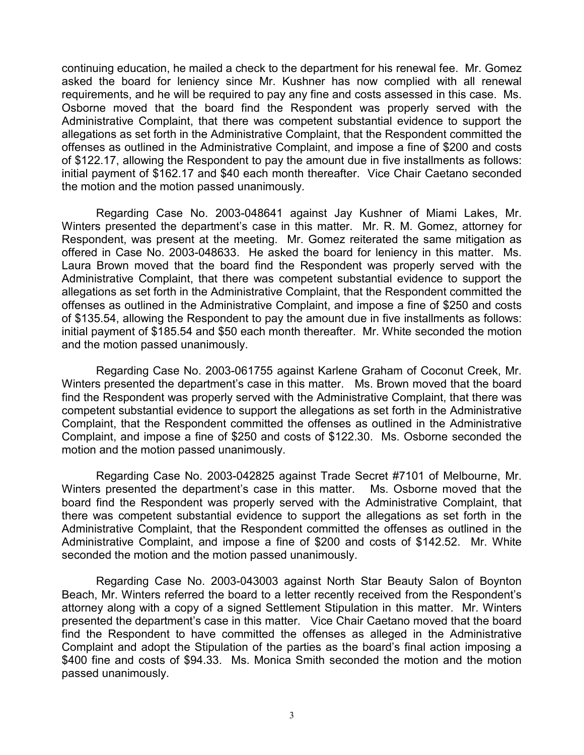continuing education, he mailed a check to the department for his renewal fee. Mr. Gomez asked the board for leniency since Mr. Kushner has now complied with all renewal requirements, and he will be required to pay any fine and costs assessed in this case. Ms. Osborne moved that the board find the Respondent was properly served with the Administrative Complaint, that there was competent substantial evidence to support the allegations as set forth in the Administrative Complaint, that the Respondent committed the offenses as outlined in the Administrative Complaint, and impose a fine of $200 and costs of $122.17, allowing the Respondent to pay the amount due in five installments as follows: initial payment of $162.17 and $40 each month thereafter. Vice Chair Caetano seconded the motion and the motion passed unanimously.

Regarding Case No. 2003-048641 against Jay Kushner of Miami Lakes, Mr. Winters presented the department's case in this matter. Mr. R. M. Gomez, attorney for Respondent, was present at the meeting. Mr. Gomez reiterated the same mitigation as offered in Case No. 2003-048633. He asked the board for leniency in this matter. Ms. Laura Brown moved that the board find the Respondent was properly served with the Administrative Complaint, that there was competent substantial evidence to support the allegations as set forth in the Administrative Complaint, that the Respondent committed the offenses as outlined in the Administrative Complaint, and impose a fine of $250 and costs of $135.54, allowing the Respondent to pay the amount due in five installments as follows: initial payment of $185.54 and $50 each month thereafter. Mr. White seconded the motion and the motion passed unanimously.

Regarding Case No. 2003-061755 against Karlene Graham of Coconut Creek, Mr. Winters presented the department's case in this matter. Ms. Brown moved that the board find the Respondent was properly served with the Administrative Complaint, that there was competent substantial evidence to support the allegations as set forth in the Administrative Complaint, that the Respondent committed the offenses as outlined in the Administrative Complaint, and impose a fine of $250 and costs of $122.30. Ms. Osborne seconded the motion and the motion passed unanimously.

Regarding Case No. 2003-042825 against Trade Secret #7101 of Melbourne, Mr. Winters presented the department's case in this matter. Ms. Osborne moved that the board find the Respondent was properly served with the Administrative Complaint, that there was competent substantial evidence to support the allegations as set forth in the Administrative Complaint, that the Respondent committed the offenses as outlined in the Administrative Complaint, and impose a fine of $200 and costs of $142.52. Mr. White seconded the motion and the motion passed unanimously.

Regarding Case No. 2003-043003 against North Star Beauty Salon of Boynton Beach, Mr. Winters referred the board to a letter recently received from the Respondent's attorney along with a copy of a signed Settlement Stipulation in this matter. Mr. Winters presented the department's case in this matter. Vice Chair Caetano moved that the board find the Respondent to have committed the offenses as alleged in the Administrative Complaint and adopt the Stipulation of the parties as the board's final action imposing a $400 fine and costs of $94.33. Ms. Monica Smith seconded the motion and the motion passed unanimously.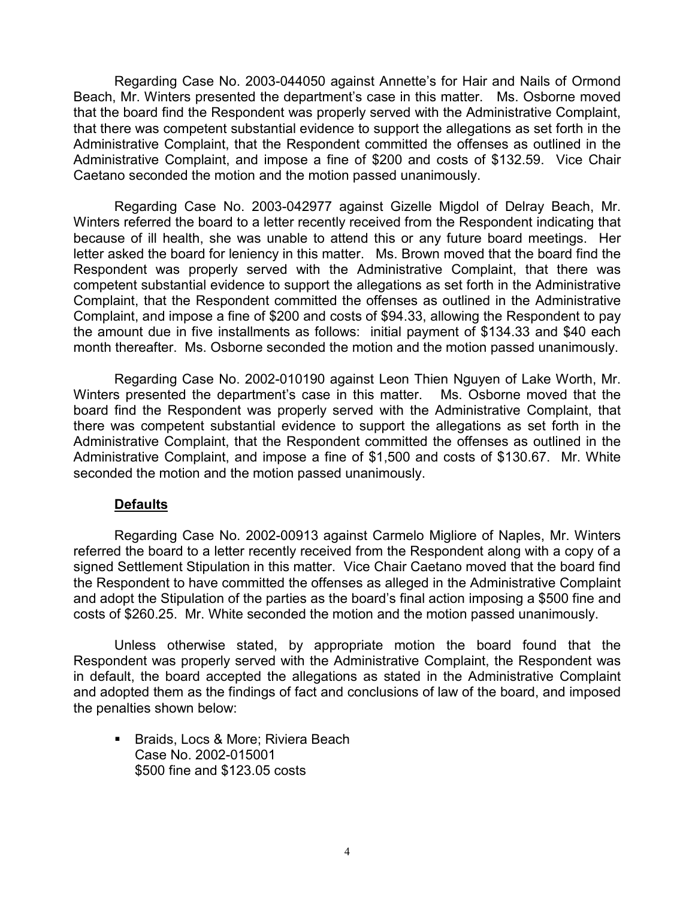Regarding Case No. 2003-044050 against Annette's for Hair and Nails of Ormond Beach, Mr. Winters presented the department's case in this matter. Ms. Osborne moved that the board find the Respondent was properly served with the Administrative Complaint, that there was competent substantial evidence to support the allegations as set forth in the Administrative Complaint, that the Respondent committed the offenses as outlined in the Administrative Complaint, and impose a fine of $200 and costs of $132.59. Vice Chair Caetano seconded the motion and the motion passed unanimously.

Regarding Case No. 2003-042977 against Gizelle Migdol of Delray Beach, Mr. Winters referred the board to a letter recently received from the Respondent indicating that because of ill health, she was unable to attend this or any future board meetings. Her letter asked the board for leniency in this matter. Ms. Brown moved that the board find the Respondent was properly served with the Administrative Complaint, that there was competent substantial evidence to support the allegations as set forth in the Administrative Complaint, that the Respondent committed the offenses as outlined in the Administrative Complaint, and impose a fine of $200 and costs of $94.33, allowing the Respondent to pay the amount due in five installments as follows: initial payment of $134.33 and $40 each month thereafter. Ms. Osborne seconded the motion and the motion passed unanimously.

Regarding Case No. 2002-010190 against Leon Thien Nguyen of Lake Worth, Mr. Winters presented the department's case in this matter. Ms. Osborne moved that the board find the Respondent was properly served with the Administrative Complaint, that there was competent substantial evidence to support the allegations as set forth in the Administrative Complaint, that the Respondent committed the offenses as outlined in the Administrative Complaint, and impose a fine of $1,500 and costs of $130.67. Mr. White seconded the motion and the motion passed unanimously.

**Defaults**

Regarding Case No. 2002-00913 against Carmelo Migliore of Naples, Mr. Winters referred the board to a letter recently received from the Respondent along with a copy of a signed Settlement Stipulation in this matter. Vice Chair Caetano moved that the board find the Respondent to have committed the offenses as alleged in the Administrative Complaint and adopt the Stipulation of the parties as the board's final action imposing a $500 fine and costs of $260.25. Mr. White seconded the motion and the motion passed unanimously.

Unless otherwise stated, by appropriate motion the board found that the Respondent was properly served with the Administrative Complaint, the Respondent was in default, the board accepted the allegations as stated in the Administrative Complaint and adopted them as the findings of fact and conclusions of law of the board, and imposed the penalties shown below:

- Braids, Locs & More; Riviera Beach
  Case No. 2002-015001
  $500 fine and $123.05 costs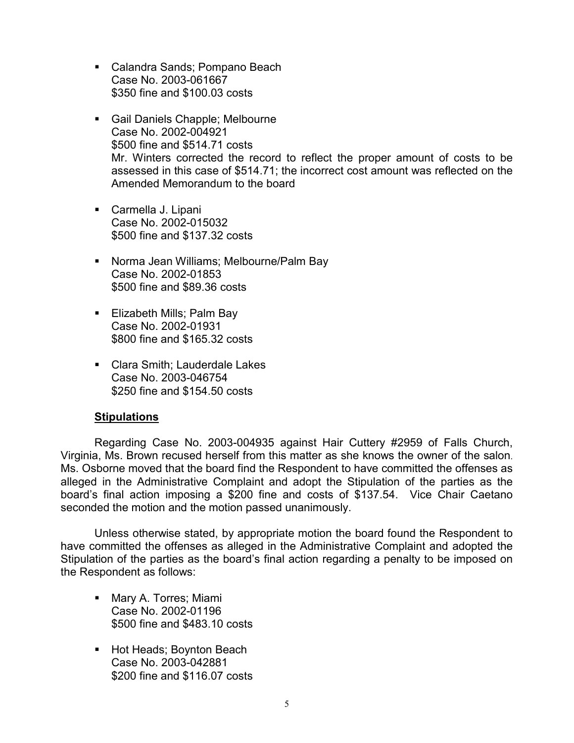- Calandra Sands; Pompano Beach
  Case No. 2003-061667
  $350 fine and $100.03 costs

- Gail Daniels Chapple; Melbourne
  Case No. 2002-004921
  $500 fine and $514.71 costs
  Mr. Winters corrected the record to reflect the proper amount of costs to be assessed in this case of $514.71; the incorrect cost amount was reflected on the Amended Memorandum to the board

- Carmella J. Lipani
  Case No. 2002-015032
  $500 fine and $137.32 costs

- Norma Jean Williams; Melbourne/Palm Bay
  Case No. 2002-01853
  $500 fine and $89.36 costs

- Elizabeth Mills; Palm Bay
  Case No. 2002-01931
  $800 fine and $165.32 costs

- Clara Smith; Lauderdale Lakes
  Case No. 2003-046754
  $250 fine and $154.50 costs

**Stipulations**

Regarding Case No. 2003-004935 against Hair Cuttery #2959 of Falls Church, Virginia, Ms. Brown recused herself from this matter as she knows the owner of the salon. Ms. Osborne moved that the board find the Respondent to have committed the offenses as alleged in the Administrative Complaint and adopt the Stipulation of the parties as the board's final action imposing a $200 fine and costs of $137.54. Vice Chair Caetano seconded the motion and the motion passed unanimously.

Unless otherwise stated, by appropriate motion the board found the Respondent to have committed the offenses as alleged in the Administrative Complaint and adopted the Stipulation of the parties as the board's final action regarding a penalty to be imposed on the Respondent as follows:

- Mary A. Torres; Miami
  Case No. 2002-01196
  $500 fine and $483.10 costs

- Hot Heads; Boynton Beach
  Case No. 2003-042881
  $200 fine and $116.07 costs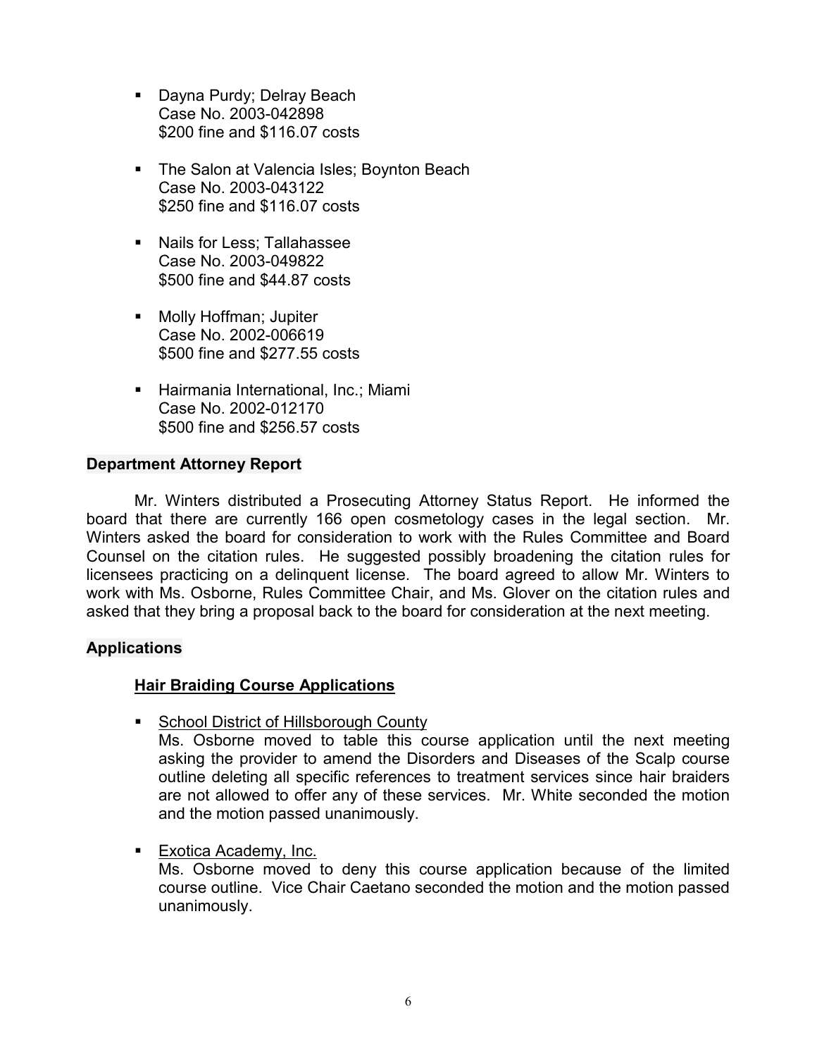- Dayna Purdy; Delray Beach
  Case No. 2003-042898
  $200 fine and $116.07 costs

- The Salon at Valencia Isles; Boynton Beach
  Case No. 2003-043122
  $250 fine and $116.07 costs

- Nails for Less; Tallahassee
  Case No. 2003-049822
  $500 fine and $44.87 costs

- Molly Hoffman; Jupiter
  Case No. 2002-006619
  $500 fine and $277.55 costs

- Hairmania International, Inc.; Miami
  Case No. 2002-012170
  $500 fine and $256.57 costs

**Department Attorney Report**

Mr. Winters distributed a Prosecuting Attorney Status Report. He informed the board that there are currently 166 open cosmetology cases in the legal section. Mr. Winters asked the board for consideration to work with the Rules Committee and Board Counsel on the citation rules. He suggested possibly broadening the citation rules for licensees practicing on a delinquent license. The board agreed to allow Mr. Winters to work with Ms. Osborne, Rules Committee Chair, and Ms. Glover on the citation rules and asked that they bring a proposal back to the board for consideration at the next meeting.

**Applications**

**Hair Braiding Course Applications**

- School District of Hillsborough County
  Ms. Osborne moved to table this course application until the next meeting asking the provider to amend the Disorders and Diseases of the Scalp course outline deleting all specific references to treatment services since hair braiders are not allowed to offer any of these services. Mr. White seconded the motion and the motion passed unanimously.

- Exotica Academy, Inc.
  Ms. Osborne moved to deny this course application because of the limited course outline. Vice Chair Caetano seconded the motion and the motion passed unanimously.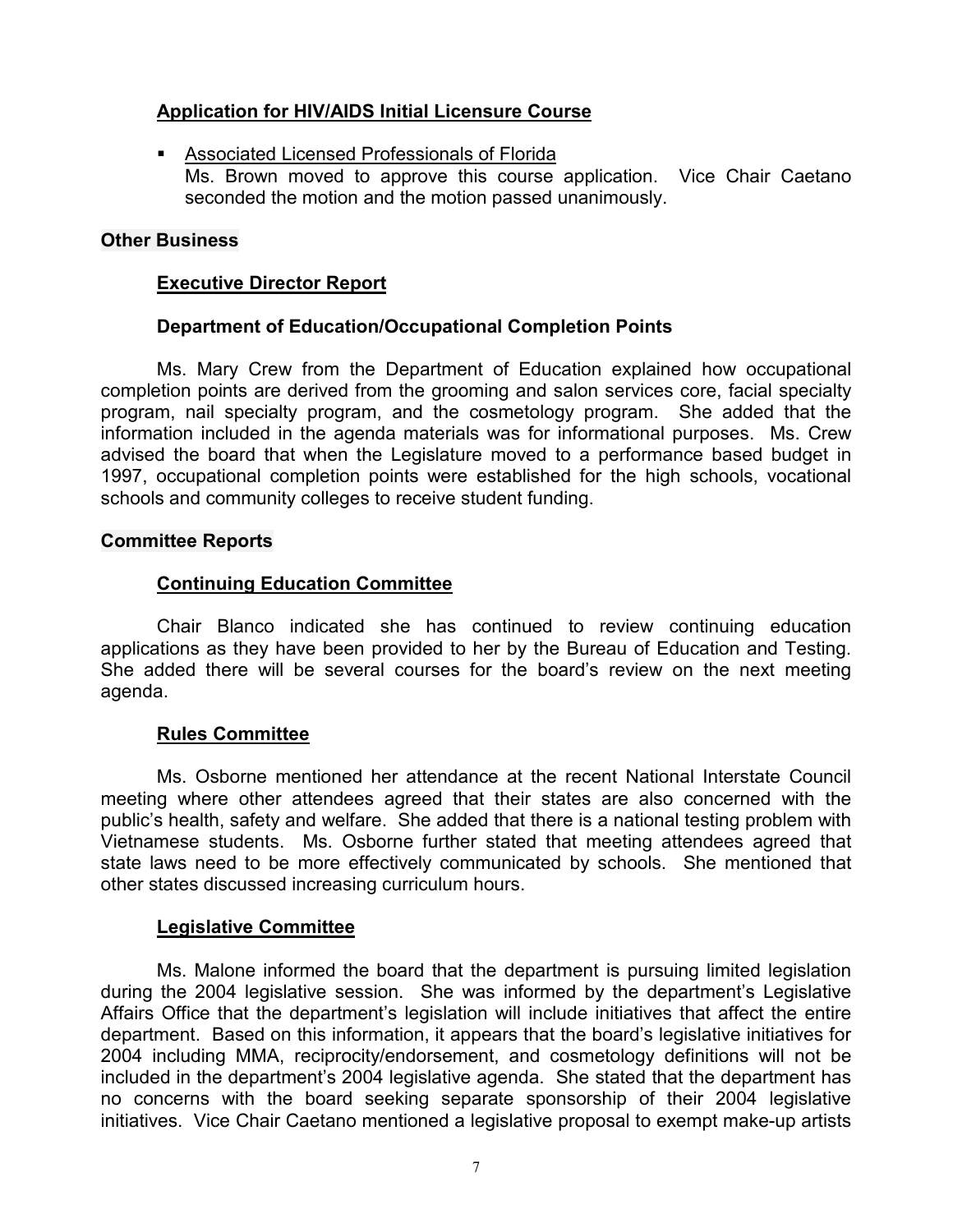### Application for HIV/AIDS Initial Licensure Course

- Associated Licensed Professionals of Florida
  Ms. Brown moved to approve this course application. Vice Chair Caetano seconded the motion and the motion passed unanimously.

## Other Business

### Executive Director Report

**Department of Education/Occupational Completion Points**

Ms. Mary Crew from the Department of Education explained how occupational completion points are derived from the grooming and salon services core, facial specialty program, nail specialty program, and the cosmetology program. She added that the information included in the agenda materials was for informational purposes. Ms. Crew advised the board that when the Legislature moved to a performance based budget in 1997, occupational completion points were established for the high schools, vocational schools and community colleges to receive student funding.

## Committee Reports

### Continuing Education Committee

Chair Blanco indicated she has continued to review continuing education applications as they have been provided to her by the Bureau of Education and Testing. She added there will be several courses for the board's review on the next meeting agenda.

### Rules Committee

Ms. Osborne mentioned her attendance at the recent National Interstate Council meeting where other attendees agreed that their states are also concerned with the public's health, safety and welfare. She added that there is a national testing problem with Vietnamese students. Ms. Osborne further stated that meeting attendees agreed that state laws need to be more effectively communicated by schools. She mentioned that other states discussed increasing curriculum hours.

### Legislative Committee

Ms. Malone informed the board that the department is pursuing limited legislation during the 2004 legislative session. She was informed by the department's Legislative Affairs Office that the department's legislation will include initiatives that affect the entire department. Based on this information, it appears that the board's legislative initiatives for 2004 including MMA, reciprocity/endorsement, and cosmetology definitions will not be included in the department's 2004 legislative agenda. She stated that the department has no concerns with the board seeking separate sponsorship of their 2004 legislative initiatives. Vice Chair Caetano mentioned a legislative proposal to exempt make-up artists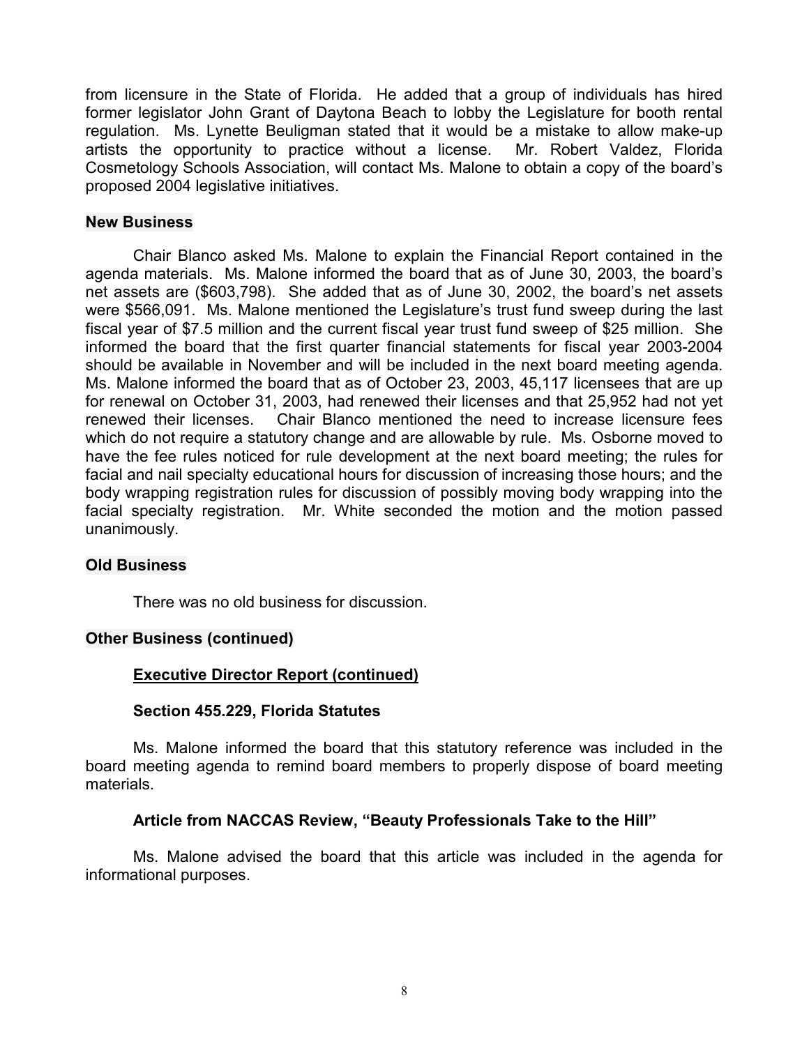from licensure in the State of Florida. He added that a group of individuals has hired former legislator John Grant of Daytona Beach to lobby the Legislature for booth rental regulation. Ms. Lynette Beuligman stated that it would be a mistake to allow make-up artists the opportunity to practice without a license. Mr. Robert Valdez, Florida Cosmetology Schools Association, will contact Ms. Malone to obtain a copy of the board's proposed 2004 legislative initiatives.

## New Business

Chair Blanco asked Ms. Malone to explain the Financial Report contained in the agenda materials. Ms. Malone informed the board that as of June 30, 2003, the board's net assets are ($603,798). She added that as of June 30, 2002, the board's net assets were $566,091. Ms. Malone mentioned the Legislature's trust fund sweep during the last fiscal year of $7.5 million and the current fiscal year trust fund sweep of $25 million. She informed the board that the first quarter financial statements for fiscal year 2003-2004 should be available in November and will be included in the next board meeting agenda. Ms. Malone informed the board that as of October 23, 2003, 45,117 licensees that are up for renewal on October 31, 2003, had renewed their licenses and that 25,952 had not yet renewed their licenses. Chair Blanco mentioned the need to increase licensure fees which do not require a statutory change and are allowable by rule. Ms. Osborne moved to have the fee rules noticed for rule development at the next board meeting; the rules for facial and nail specialty educational hours for discussion of increasing those hours; and the body wrapping registration rules for discussion of possibly moving body wrapping into the facial specialty registration. Mr. White seconded the motion and the motion passed unanimously.

## Old Business

There was no old business for discussion.

## Other Business (continued)

### Executive Director Report (continued)

#### Section 455.229, Florida Statutes

Ms. Malone informed the board that this statutory reference was included in the board meeting agenda to remind board members to properly dispose of board meeting materials.

#### Article from NACCAS Review, "Beauty Professionals Take to the Hill"

Ms. Malone advised the board that this article was included in the agenda for informational purposes.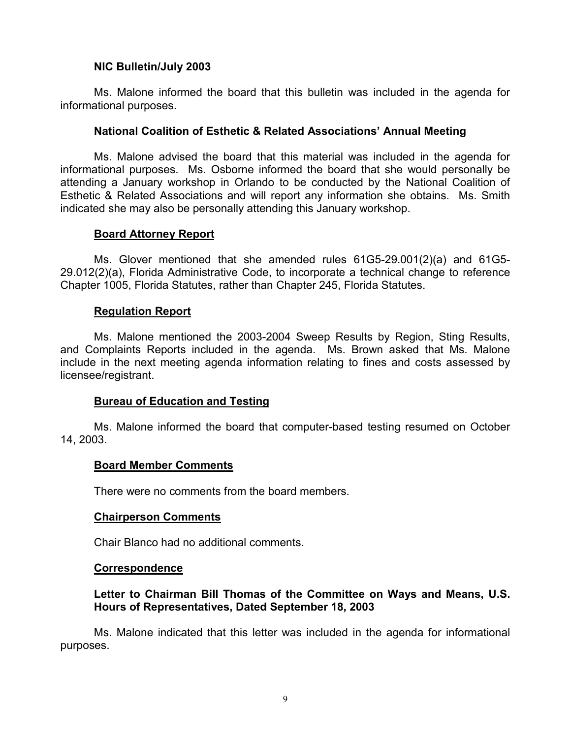**NIC Bulletin/July 2003**

Ms. Malone informed the board that this bulletin was included in the agenda for informational purposes.

**National Coalition of Esthetic & Related Associations' Annual Meeting**

Ms. Malone advised the board that this material was included in the agenda for informational purposes. Ms. Osborne informed the board that she would personally be attending a January workshop in Orlando to be conducted by the National Coalition of Esthetic & Related Associations and will report any information she obtains. Ms. Smith indicated she may also be personally attending this January workshop.

**Board Attorney Report**

Ms. Glover mentioned that she amended rules 61G5-29.001(2)(a) and 61G5-29.012(2)(a), Florida Administrative Code, to incorporate a technical change to reference Chapter 1005, Florida Statutes, rather than Chapter 245, Florida Statutes.

**Regulation Report**

Ms. Malone mentioned the 2003-2004 Sweep Results by Region, Sting Results, and Complaints Reports included in the agenda. Ms. Brown asked that Ms. Malone include in the next meeting agenda information relating to fines and costs assessed by licensee/registrant.

**Bureau of Education and Testing**

Ms. Malone informed the board that computer-based testing resumed on October 14, 2003.

**Board Member Comments**

There were no comments from the board members.

**Chairperson Comments**

Chair Blanco had no additional comments.

**Correspondence**

**Letter to Chairman Bill Thomas of the Committee on Ways and Means, U.S. Hours of Representatives, Dated September 18, 2003**

Ms. Malone indicated that this letter was included in the agenda for informational purposes.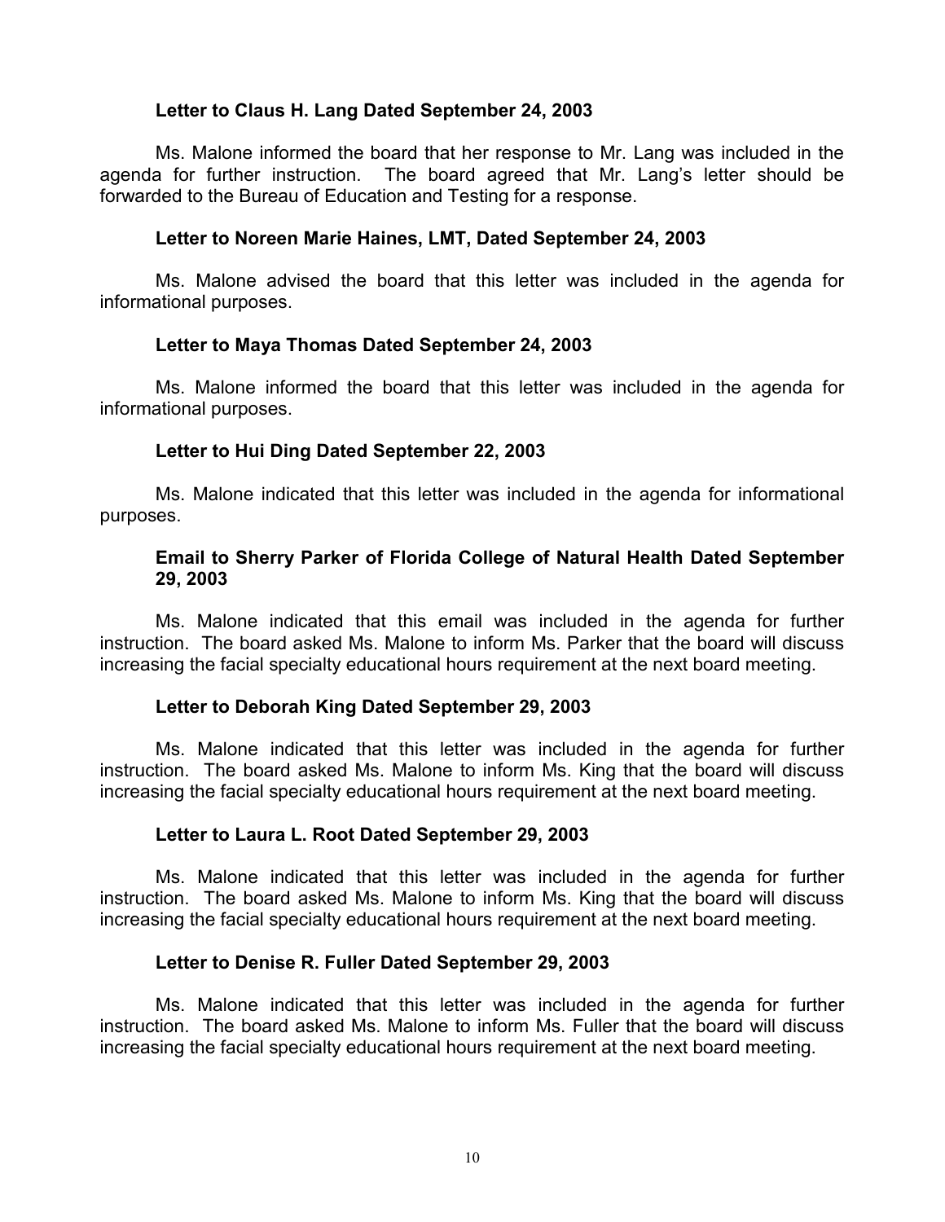**Letter to Claus H. Lang Dated September 24, 2003**

Ms. Malone informed the board that her response to Mr. Lang was included in the agenda for further instruction. The board agreed that Mr. Lang's letter should be forwarded to the Bureau of Education and Testing for a response.

**Letter to Noreen Marie Haines, LMT, Dated September 24, 2003**

Ms. Malone advised the board that this letter was included in the agenda for informational purposes.

**Letter to Maya Thomas Dated September 24, 2003**

Ms. Malone informed the board that this letter was included in the agenda for informational purposes.

**Letter to Hui Ding Dated September 22, 2003**

Ms. Malone indicated that this letter was included in the agenda for informational purposes.

**Email to Sherry Parker of Florida College of Natural Health Dated September 29, 2003**

Ms. Malone indicated that this email was included in the agenda for further instruction. The board asked Ms. Malone to inform Ms. Parker that the board will discuss increasing the facial specialty educational hours requirement at the next board meeting.

**Letter to Deborah King Dated September 29, 2003**

Ms. Malone indicated that this letter was included in the agenda for further instruction. The board asked Ms. Malone to inform Ms. King that the board will discuss increasing the facial specialty educational hours requirement at the next board meeting.

**Letter to Laura L. Root Dated September 29, 2003**

Ms. Malone indicated that this letter was included in the agenda for further instruction. The board asked Ms. Malone to inform Ms. King that the board will discuss increasing the facial specialty educational hours requirement at the next board meeting.

**Letter to Denise R. Fuller Dated September 29, 2003**

Ms. Malone indicated that this letter was included in the agenda for further instruction. The board asked Ms. Malone to inform Ms. Fuller that the board will discuss increasing the facial specialty educational hours requirement at the next board meeting.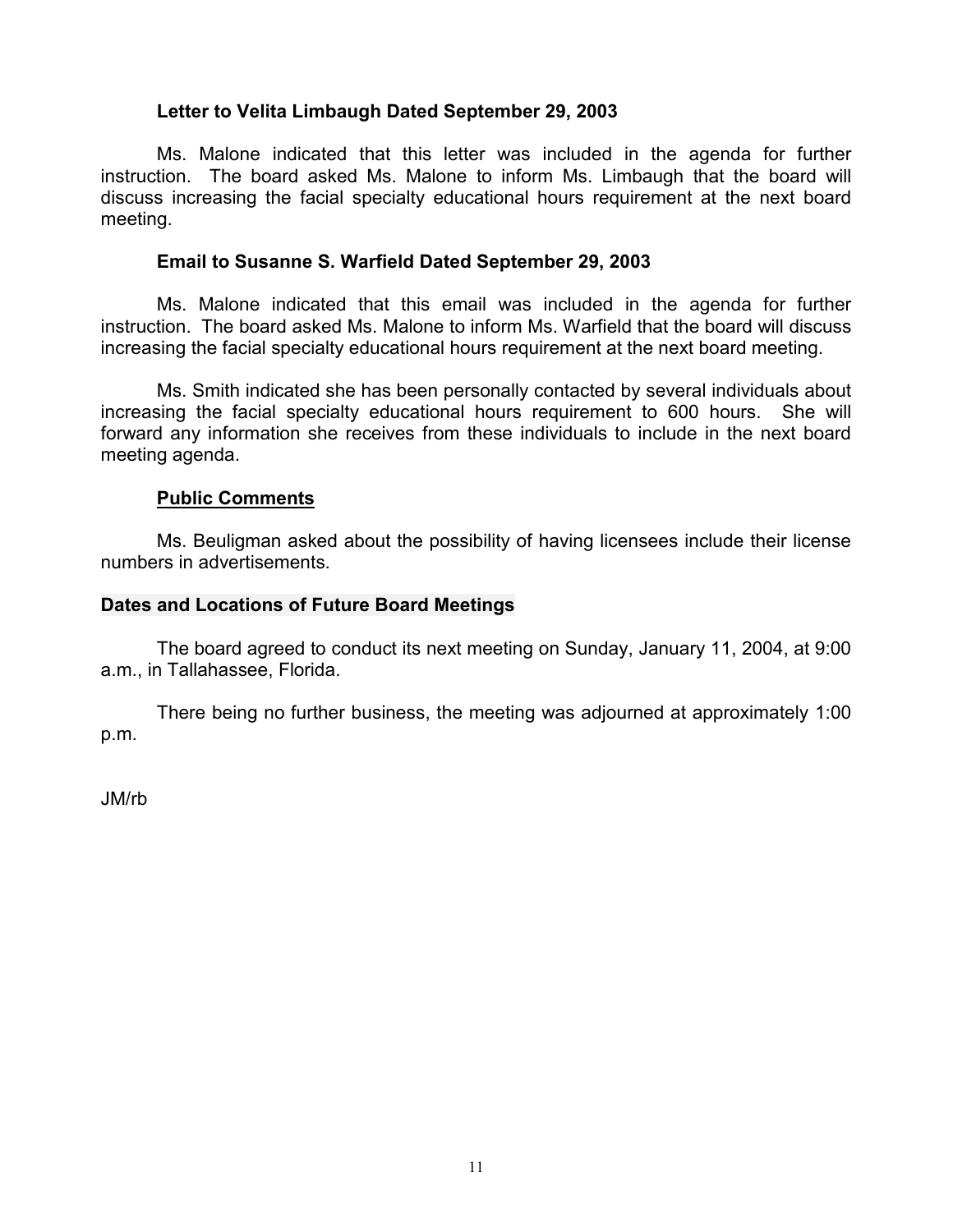**Letter to Velita Limbaugh Dated September 29, 2003**

Ms. Malone indicated that this letter was included in the agenda for further instruction. The board asked Ms. Malone to inform Ms. Limbaugh that the board will discuss increasing the facial specialty educational hours requirement at the next board meeting.

**Email to Susanne S. Warfield Dated September 29, 2003**

Ms. Malone indicated that this email was included in the agenda for further instruction. The board asked Ms. Malone to inform Ms. Warfield that the board will discuss increasing the facial specialty educational hours requirement at the next board meeting.

Ms. Smith indicated she has been personally contacted by several individuals about increasing the facial specialty educational hours requirement to 600 hours. She will forward any information she receives from these individuals to include in the next board meeting agenda.

**Public Comments**

Ms. Beuligman asked about the possibility of having licensees include their license numbers in advertisements.

**Dates and Locations of Future Board Meetings**

The board agreed to conduct its next meeting on Sunday, January 11, 2004, at 9:00 a.m., in Tallahassee, Florida.

There being no further business, the meeting was adjourned at approximately 1:00 p.m.

JM/rb